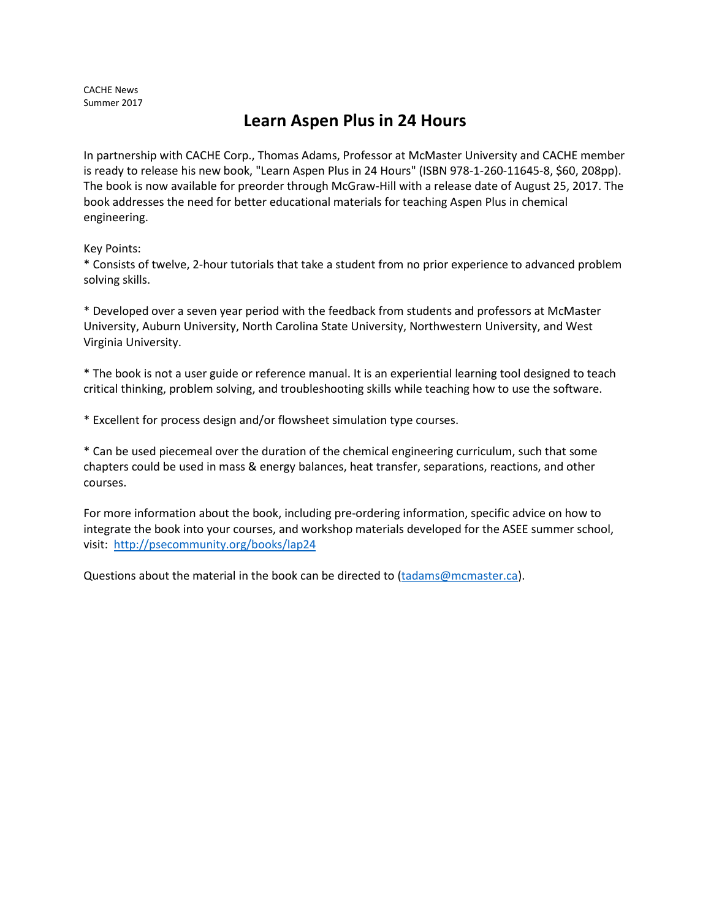CACHE News
Summer 2017

# Learn Aspen Plus in 24 Hours

In partnership with CACHE Corp., Thomas Adams, Professor at McMaster University and CACHE member is ready to release his new book, "Learn Aspen Plus in 24 Hours" (ISBN 978-1-260-11645-8, $60, 208pp). The book is now available for preorder through McGraw-Hill with a release date of August 25, 2017. The book addresses the need for better educational materials for teaching Aspen Plus in chemical engineering.

Key Points:

* Consists of twelve, 2-hour tutorials that take a student from no prior experience to advanced problem solving skills.

* Developed over a seven year period with the feedback from students and professors at McMaster University, Auburn University, North Carolina State University, Northwestern University, and West Virginia University.

* The book is not a user guide or reference manual. It is an experiential learning tool designed to teach critical thinking, problem solving, and troubleshooting skills while teaching how to use the software.

* Excellent for process design and/or flowsheet simulation type courses.

* Can be used piecemeal over the duration of the chemical engineering curriculum, such that some chapters could be used in mass & energy balances, heat transfer, separations, reactions, and other courses.

For more information about the book, including pre-ordering information, specific advice on how to integrate the book into your courses, and workshop materials developed for the ASEE summer school, visit: [http://psecommunity.org/books/lap24](http://psecommunity.org/books/lap24)

Questions about the material in the book can be directed to ([tadams@mcmaster.ca](mailto:tadams@mcmaster.ca)).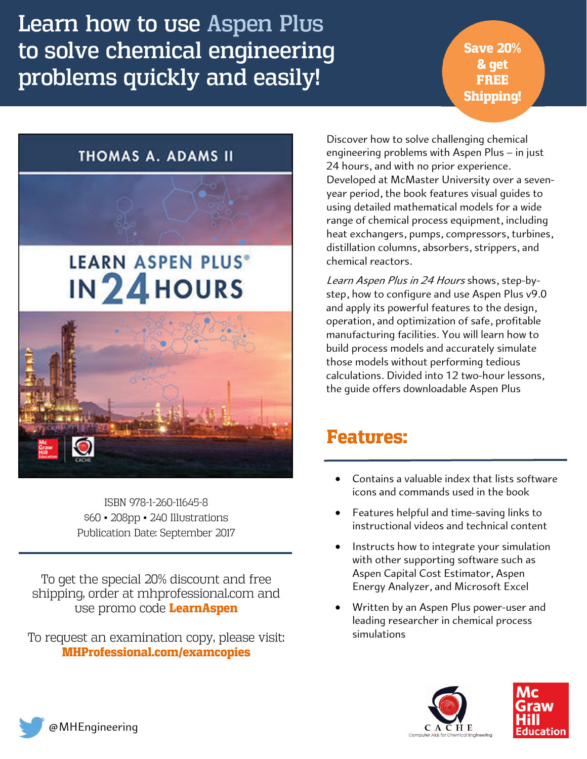# Learn how to use Aspen Plus to solve chemical engineering problems quickly and easily!

**Save 20% & get FREE Shipping!**

THOMAS A. ADAMS II

LEARN ASPEN PLUS® IN 24 HOURS

ISBN 978-1-260-11645-8
$60 • 208pp • 240 Illustrations
Publication Date: September 2017

To get the special 20% discount and free shipping, order at mhprofessional.com and use promo code **LearnAspen**

To request an examination copy, please visit:
**MHProfessional.com/examcopies**

Discover how to solve challenging chemical engineering problems with Aspen Plus – in just 24 hours, and with no prior experience. Developed at McMaster University over a seven-year period, the book features visual guides to using detailed mathematical models for a wide range of chemical process equipment, including heat exchangers, pumps, compressors, turbines, distillation columns, absorbers, strippers, and chemical reactors.

*Learn Aspen Plus in 24 Hours* shows, step-by-step, how to configure and use Aspen Plus v9.0 and apply its powerful features to the design, operation, and optimization of safe, profitable manufacturing facilities. You will learn how to build process models and accurately simulate those models without performing tedious calculations. Divided into 12 two-hour lessons, the guide offers downloadable Aspen Plus

## Features:

- Contains a valuable index that lists software icons and commands used in the book
- Features helpful and time-saving links to instructional videos and technical content
- Instructs how to integrate your simulation with other supporting software such as Aspen Capital Cost Estimator, Aspen Energy Analyzer, and Microsoft Excel
- Written by an Aspen Plus power-user and leading researcher in chemical process simulations

@MHEngineering

CACHE Computer Aids for Chemical Engineering

McGraw Hill Education